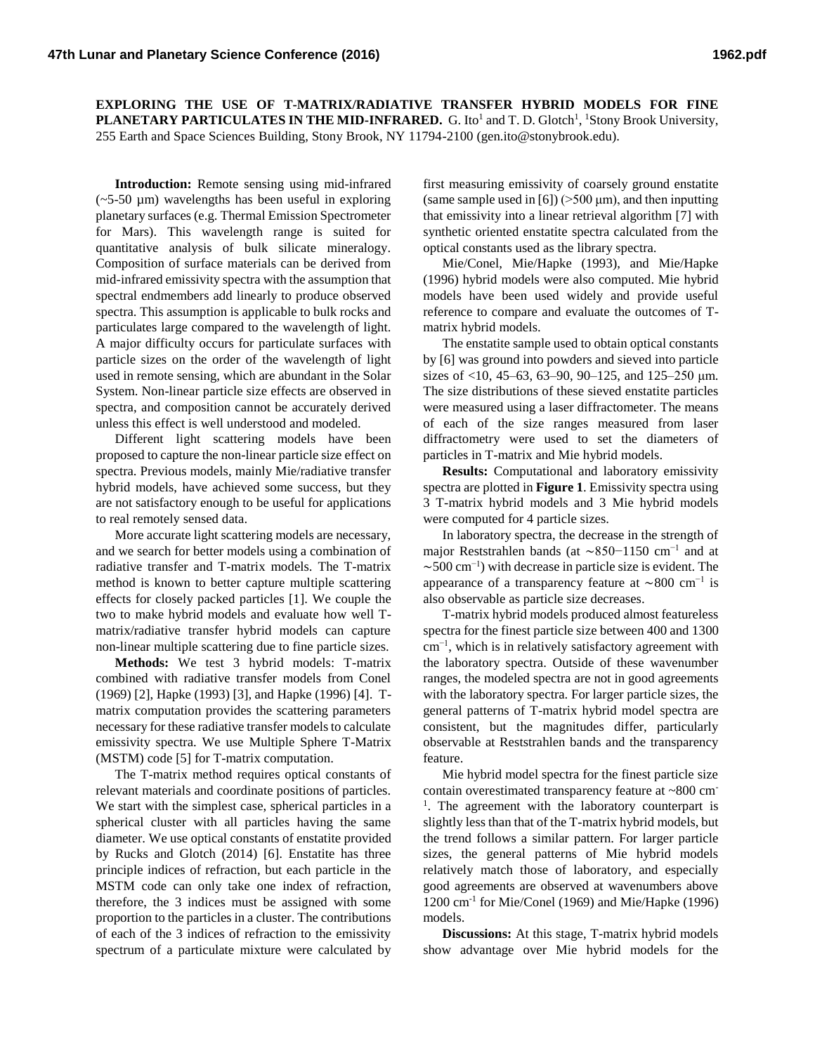# EXPLORING THE USE OF T-MATRIX/RADIATIVE TRANSFER HYBRID MODELS FOR FINE PLANETARY PARTICULATES IN THE MID-INFRARED.

G. Ito[1] and T. D. Glotch[1], [1]Stony Brook University, 255 Earth and Space Sciences Building, Stony Brook, NY 11794-2100 (gen.ito@stonybrook.edu).

**Introduction:** Remote sensing using mid-infrared (~5-50 μm) wavelengths has been useful in exploring planetary surfaces (e.g. Thermal Emission Spectrometer for Mars). This wavelength range is suited for quantitative analysis of bulk silicate mineralogy. Composition of surface materials can be derived from mid-infrared emissivity spectra with the assumption that spectral endmembers add linearly to produce observed spectra. This assumption is applicable to bulk rocks and particulates large compared to the wavelength of light. A major difficulty occurs for particulate surfaces with particle sizes on the order of the wavelength of light used in remote sensing, which are abundant in the Solar System. Non-linear particle size effects are observed in spectra, and composition cannot be accurately derived unless this effect is well understood and modeled.

Different light scattering models have been proposed to capture the non-linear particle size effect on spectra. Previous models, mainly Mie/radiative transfer hybrid models, have achieved some success, but they are not satisfactory enough to be useful for applications to real remotely sensed data.

More accurate light scattering models are necessary, and we search for better models using a combination of radiative transfer and T-matrix models. The T-matrix method is known to better capture multiple scattering effects for closely packed particles [1]. We couple the two to make hybrid models and evaluate how well T-matrix/radiative transfer hybrid models can capture non-linear multiple scattering due to fine particle sizes.

**Methods:** We test 3 hybrid models: T-matrix combined with radiative transfer models from Conel (1969) [2], Hapke (1993) [3], and Hapke (1996) [4]. T-matrix computation provides the scattering parameters necessary for these radiative transfer models to calculate emissivity spectra. We use Multiple Sphere T-Matrix (MSTM) code [5] for T-matrix computation.

The T-matrix method requires optical constants of relevant materials and coordinate positions of particles. We start with the simplest case, spherical particles in a spherical cluster with all particles having the same diameter. We use optical constants of enstatite provided by Rucks and Glotch (2014) [6]. Enstatite has three principle indices of refraction, but each particle in the MSTM code can only take one index of refraction, therefore, the 3 indices must be assigned with some proportion to the particles in a cluster. The contributions of each of the 3 indices of refraction to the emissivity spectrum of a particulate mixture were calculated by first measuring emissivity of coarsely ground enstatite (same sample used in [6]) (>500 μm), and then inputting that emissivity into a linear retrieval algorithm [7] with synthetic oriented enstatite spectra calculated from the optical constants used as the library spectra.

Mie/Conel, Mie/Hapke (1993), and Mie/Hapke (1996) hybrid models were also computed. Mie hybrid models have been used widely and provide useful reference to compare and evaluate the outcomes of T-matrix hybrid models.

The enstatite sample used to obtain optical constants by [6] was ground into powders and sieved into particle sizes of <10, 45–63, 63–90, 90–125, and 125–250 μm. The size distributions of these sieved enstatite particles were measured using a laser diffractometer. The means of each of the size ranges measured from laser diffractometry were used to set the diameters of particles in T-matrix and Mie hybrid models.

**Results:** Computational and laboratory emissivity spectra are plotted in **Figure 1**. Emissivity spectra using 3 T-matrix hybrid models and 3 Mie hybrid models were computed for 4 particle sizes.

In laboratory spectra, the decrease in the strength of major Reststrahlen bands (at ∼850−1150 $cm^{-1}$ and at ∼500 $cm^{-1}$) with decrease in particle size is evident. The appearance of a transparency feature at ∼800 $cm^{-1}$ is also observable as particle size decreases.

T-matrix hybrid models produced almost featureless spectra for the finest particle size between 400 and 1300 $cm^{-1}$, which is in relatively satisfactory agreement with the laboratory spectra. Outside of these wavenumber ranges, the modeled spectra are not in good agreements with the laboratory spectra. For larger particle sizes, the general patterns of T-matrix hybrid model spectra are consistent, but the magnitudes differ, particularly observable at Reststrahlen bands and the transparency feature.

Mie hybrid model spectra for the finest particle size contain overestimated transparency feature at ~800 $cm^{-1}$. The agreement with the laboratory counterpart is slightly less than that of the T-matrix hybrid models, but the trend follows a similar pattern. For larger particle sizes, the general patterns of Mie hybrid models relatively match those of laboratory, and especially good agreements are observed at wavenumbers above 1200 $cm^{-1}$ for Mie/Conel (1969) and Mie/Hapke (1996) models.

**Discussions:** At this stage, T-matrix hybrid models show advantage over Mie hybrid models for the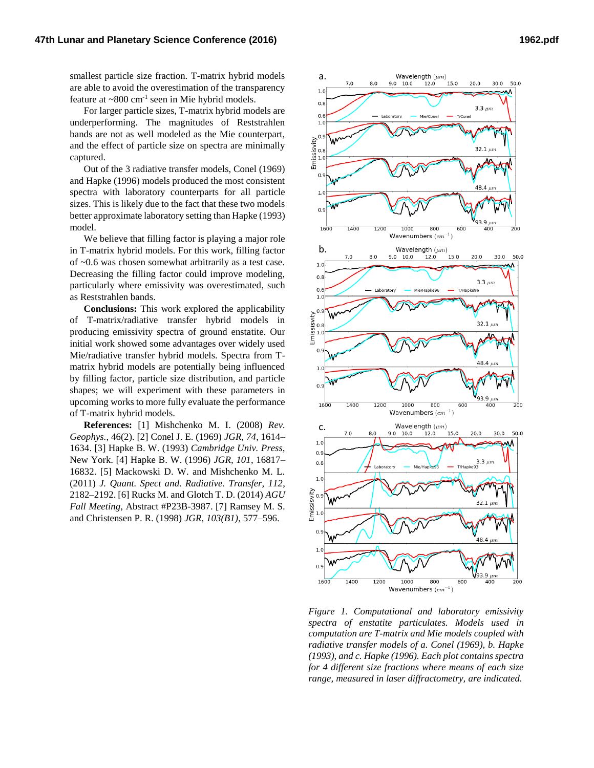smallest particle size fraction. T-matrix hybrid models are able to avoid the overestimation of the transparency feature at ~800 $cm^{-1}$ seen in Mie hybrid models.

For larger particle sizes, T-matrix hybrid models are underperforming. The magnitudes of Reststrahlen bands are not as well modeled as the Mie counterpart, and the effect of particle size on spectra are minimally captured.

Out of the 3 radiative transfer models, Conel (1969) and Hapke (1996) models produced the most consistent spectra with laboratory counterparts for all particle sizes. This is likely due to the fact that these two models better approximate laboratory setting than Hapke (1993) model.

We believe that filling factor is playing a major role in T-matrix hybrid models. For this work, filling factor of ~0.6 was chosen somewhat arbitrarily as a test case. Decreasing the filling factor could improve modeling, particularly where emissivity was overestimated, such as Reststrahlen bands.

**Conclusions:** This work explored the applicability of T-matrix/radiative transfer hybrid models in producing emissivity spectra of ground enstatite. Our initial work showed some advantages over widely used Mie/radiative transfer hybrid models. Spectra from T-matrix hybrid models are potentially being influenced by filling factor, particle size distribution, and particle shapes; we will experiment with these parameters in upcoming works to more fully evaluate the performance of T-matrix hybrid models.

**References:** [1] Mishchenko M. I. (2008) *Rev. Geophys.*, 46(2). [2] Conel J. E. (1969) *JGR*, *74*, 1614–1634. [3] Hapke B. W. (1993) *Cambridge Univ. Press*, New York. [4] Hapke B. W. (1996) *JGR*, *101*, 16817–16832. [5] Mackowski D. W. and Mishchenko M. L. (2011) *J. Quant. Spect and Radiative. Transfer*, *112*, 2182–2192. [6] Rucks M. and Glotch T. D. (2014) *AGU Fall Meeting*, Abstract #P23B-3987. [7] Ramsey M. S. and Christensen P. R. (1998) *JGR*, *103(B1)*, 577–596.

*Figure 1. Computational and laboratory emissivity spectra of enstatite particulates. Models used in computation are T-matrix and Mie models coupled with radiative transfer models of a. Conel (1969), b. Hapke (1993), and c. Hapke (1996). Each plot contains spectra for 4 different size fractions where means of each size range, measured in laser diffractometry, are indicated.*